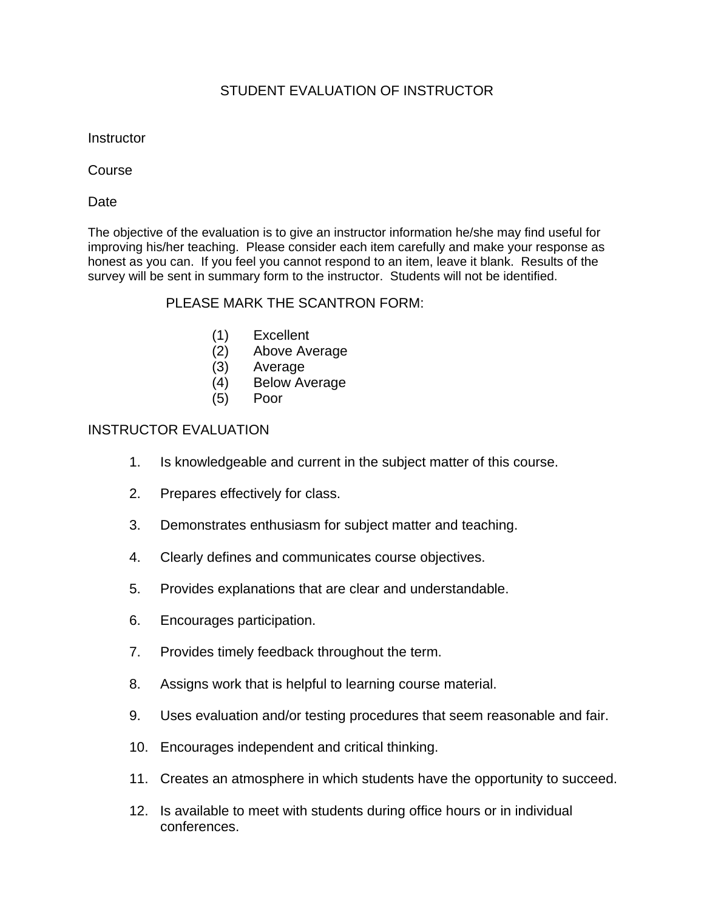# STUDENT EVALUATION OF INSTRUCTOR

Instructor

Course

Date

The objective of the evaluation is to give an instructor information he/she may find useful for improving his/her teaching. Please consider each item carefully and make your response as honest as you can. If you feel you cannot respond to an item, leave it blank. Results of the survey will be sent in summary form to the instructor. Students will not be identified.

PLEASE MARK THE SCANTRON FORM:

(1) Excellent
(2) Above Average
(3) Average
(4) Below Average
(5) Poor

## INSTRUCTOR EVALUATION

1. Is knowledgeable and current in the subject matter of this course.
2. Prepares effectively for class.
3. Demonstrates enthusiasm for subject matter and teaching.
4. Clearly defines and communicates course objectives.
5. Provides explanations that are clear and understandable.
6. Encourages participation.
7. Provides timely feedback throughout the term.
8. Assigns work that is helpful to learning course material.
9. Uses evaluation and/or testing procedures that seem reasonable and fair.
10. Encourages independent and critical thinking.
11. Creates an atmosphere in which students have the opportunity to succeed.
12. Is available to meet with students during office hours or in individual conferences.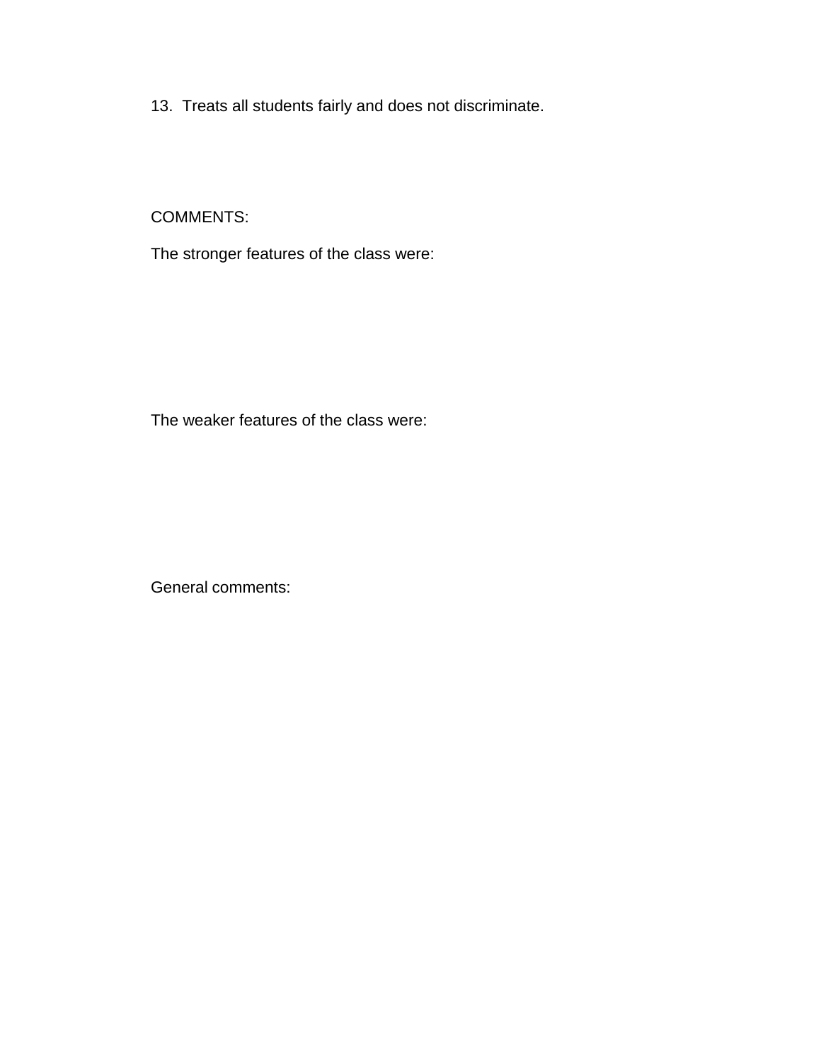13. Treats all students fairly and does not discriminate.

COMMENTS:

The stronger features of the class were:

The weaker features of the class were:

General comments: